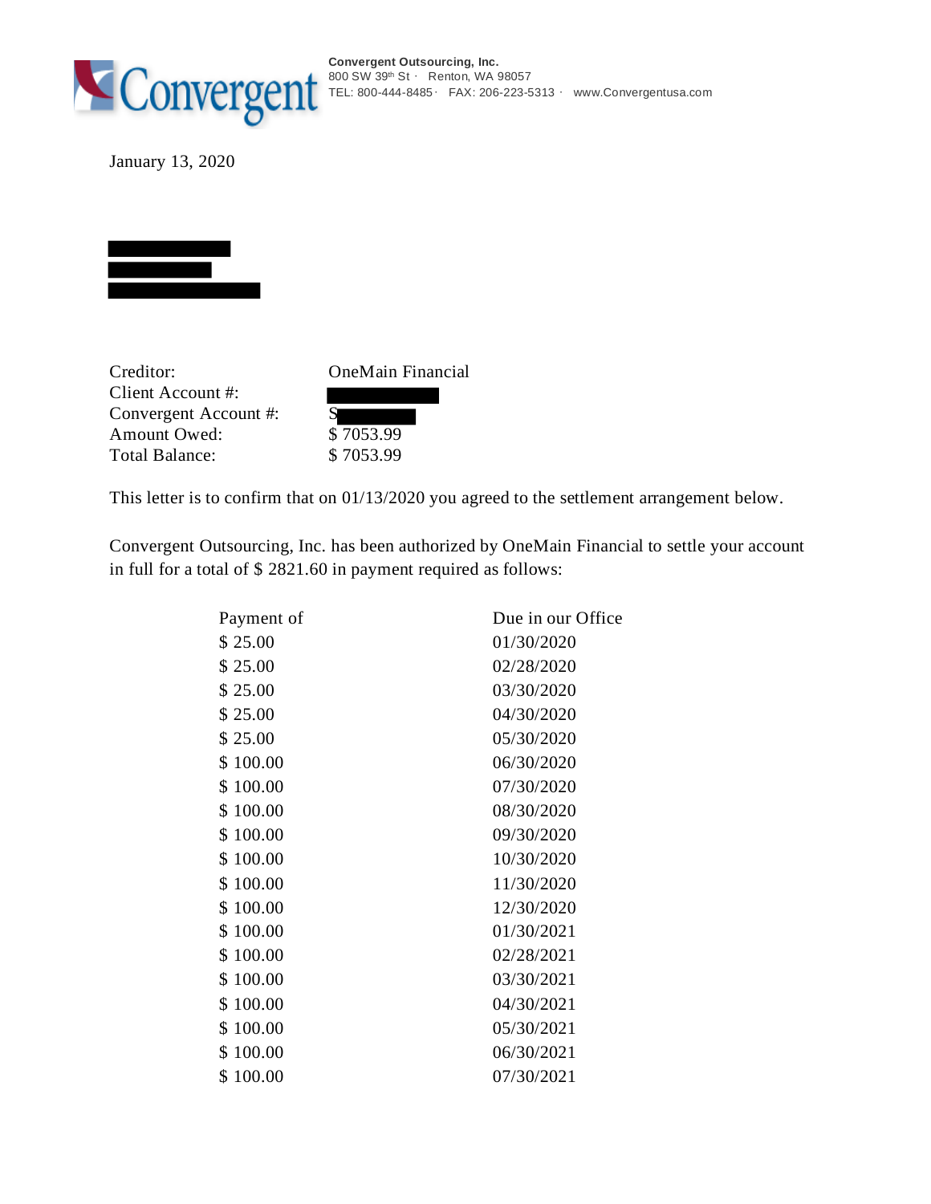**Convergent Outsourcing, Inc.**
800 SW 39th St · Renton, WA 98057
TEL: 800-444-8485 · FAX: 206-223-5313 · www.Convergentusa.com

January 13, 2020

| | |
|---|---|
| Creditor: | OneMain Financial |
| Client Account #: | |
| Convergent Account #: | S |
| Amount Owed: | $ 7053.99 |
| Total Balance: | $ 7053.99 |

This letter is to confirm that on 01/13/2020 you agreed to the settlement arrangement below.

Convergent Outsourcing, Inc. has been authorized by OneMain Financial to settle your account in full for a total of $ 2821.60 in payment required as follows:

| Payment of | Due in our Office |
|---|---|
| $ 25.00 | 01/30/2020 |
| $ 25.00 | 02/28/2020 |
| $ 25.00 | 03/30/2020 |
| $ 25.00 | 04/30/2020 |
| $ 25.00 | 05/30/2020 |
| $ 100.00 | 06/30/2020 |
| $ 100.00 | 07/30/2020 |
| $ 100.00 | 08/30/2020 |
| $ 100.00 | 09/30/2020 |
| $ 100.00 | 10/30/2020 |
| $ 100.00 | 11/30/2020 |
| $ 100.00 | 12/30/2020 |
| $ 100.00 | 01/30/2021 |
| $ 100.00 | 02/28/2021 |
| $ 100.00 | 03/30/2021 |
| $ 100.00 | 04/30/2021 |
| $ 100.00 | 05/30/2021 |
| $ 100.00 | 06/30/2021 |
| $ 100.00 | 07/30/2021 |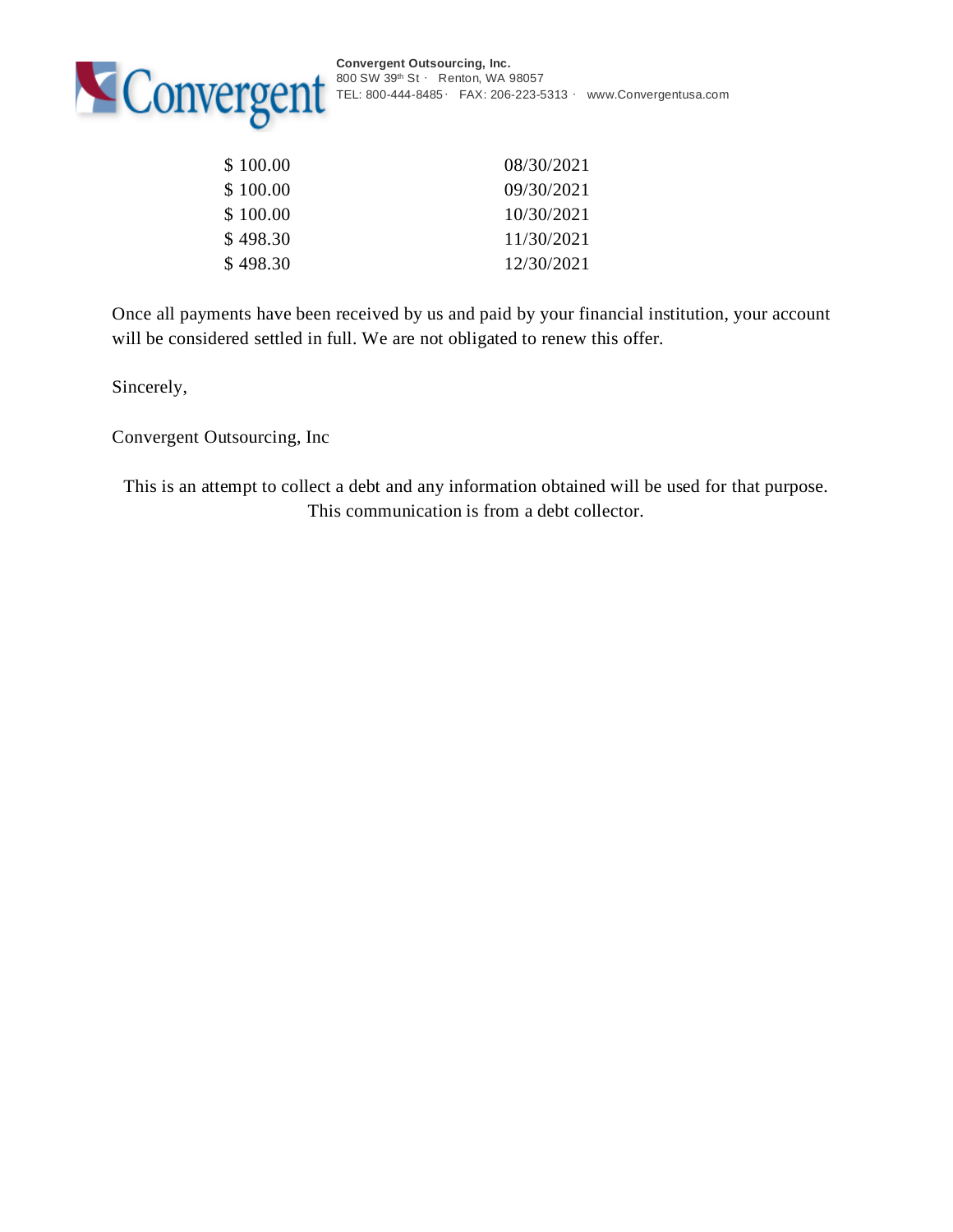**Convergent Outsourcing, Inc.**
800 SW 39th St · Renton, WA 98057
TEL: 800-444-8485 · FAX: 206-223-5313 · www.Convergentusa.com

| | |
|---|---|
| $ 100.00 | 08/30/2021 |
| $ 100.00 | 09/30/2021 |
| $ 100.00 | 10/30/2021 |
| $ 498.30 | 11/30/2021 |
| $ 498.30 | 12/30/2021 |

Once all payments have been received by us and paid by your financial institution, your account will be considered settled in full. We are not obligated to renew this offer.

Sincerely,

Convergent Outsourcing, Inc

This is an attempt to collect a debt and any information obtained will be used for that purpose.
This communication is from a debt collector.